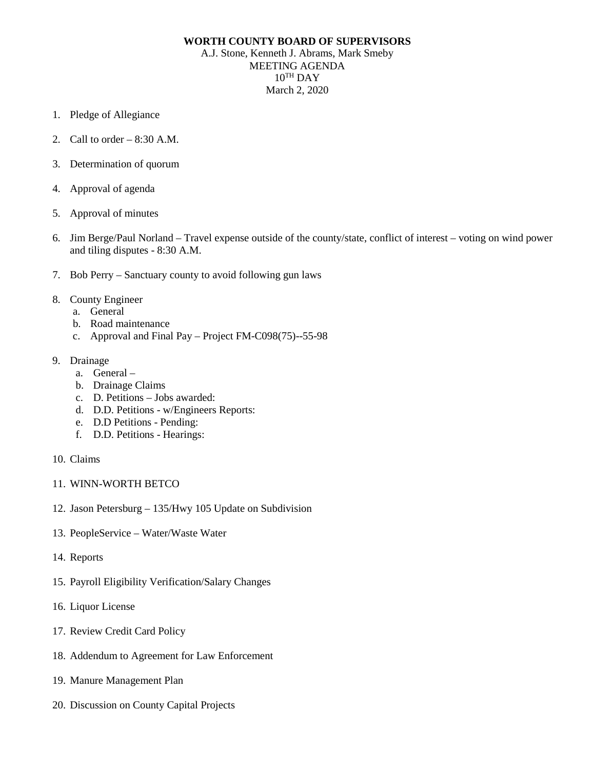# WORTH COUNTY BOARD OF SUPERVISORS

A.J. Stone, Kenneth J. Abrams, Mark Smeby
MEETING AGENDA
10TH DAY
March 2, 2020

1. Pledge of Allegiance
2. Call to order – 8:30 A.M.
3. Determination of quorum
4. Approval of agenda
5. Approval of minutes
6. Jim Berge/Paul Norland – Travel expense outside of the county/state, conflict of interest – voting on wind power and tiling disputes - 8:30 A.M.
7. Bob Perry – Sanctuary county to avoid following gun laws
8. County Engineer
   a. General
   b. Road maintenance
   c. Approval and Final Pay – Project FM-C098(75)--55-98
9. Drainage
   a. General –
   b. Drainage Claims
   c. D. Petitions – Jobs awarded:
   d. D.D. Petitions - w/Engineers Reports:
   e. D.D Petitions - Pending:
   f. D.D. Petitions - Hearings:
10. Claims
11. WINN-WORTH BETCO
12. Jason Petersburg – 135/Hwy 105 Update on Subdivision
13. PeopleService – Water/Waste Water
14. Reports
15. Payroll Eligibility Verification/Salary Changes
16. Liquor License
17. Review Credit Card Policy
18. Addendum to Agreement for Law Enforcement
19. Manure Management Plan
20. Discussion on County Capital Projects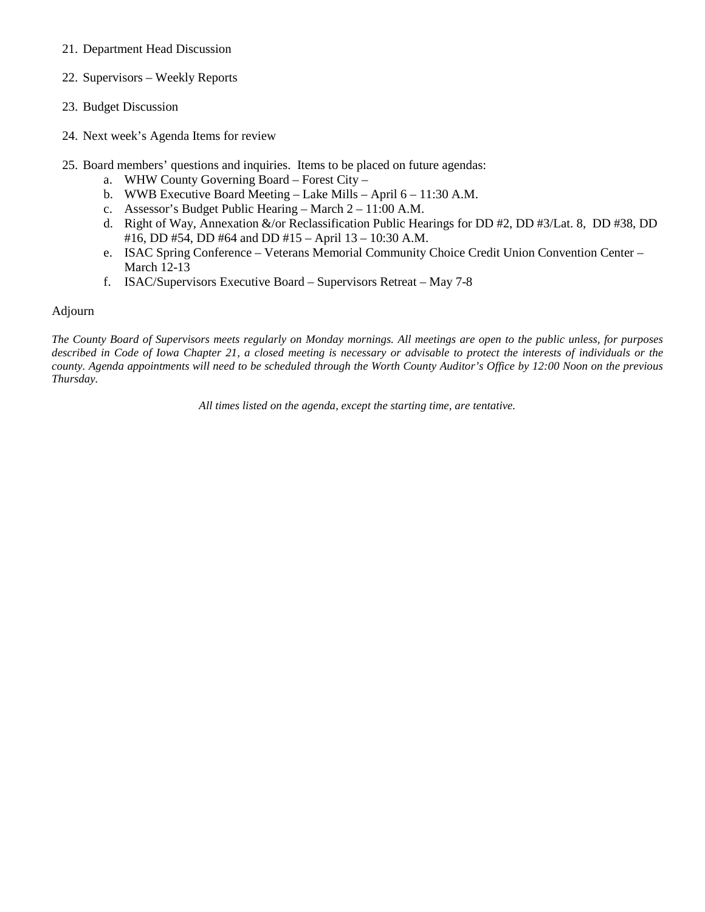21. Department Head Discussion

22. Supervisors – Weekly Reports

23. Budget Discussion

24. Next week's Agenda Items for review

25. Board members' questions and inquiries. Items to be placed on future agendas:
    a. WHW County Governing Board – Forest City –
    b. WWB Executive Board Meeting – Lake Mills – April 6 – 11:30 A.M.
    c. Assessor's Budget Public Hearing – March 2 – 11:00 A.M.
    d. Right of Way, Annexation &/or Reclassification Public Hearings for DD #2, DD #3/Lat. 8, DD #38, DD #16, DD #54, DD #64 and DD #15 – April 13 – 10:30 A.M.
    e. ISAC Spring Conference – Veterans Memorial Community Choice Credit Union Convention Center – March 12-13
    f. ISAC/Supervisors Executive Board – Supervisors Retreat – May 7-8

Adjourn

*The County Board of Supervisors meets regularly on Monday mornings. All meetings are open to the public unless, for purposes described in Code of Iowa Chapter 21, a closed meeting is necessary or advisable to protect the interests of individuals or the county. Agenda appointments will need to be scheduled through the Worth County Auditor's Office by 12:00 Noon on the previous Thursday.*

*All times listed on the agenda, except the starting time, are tentative.*